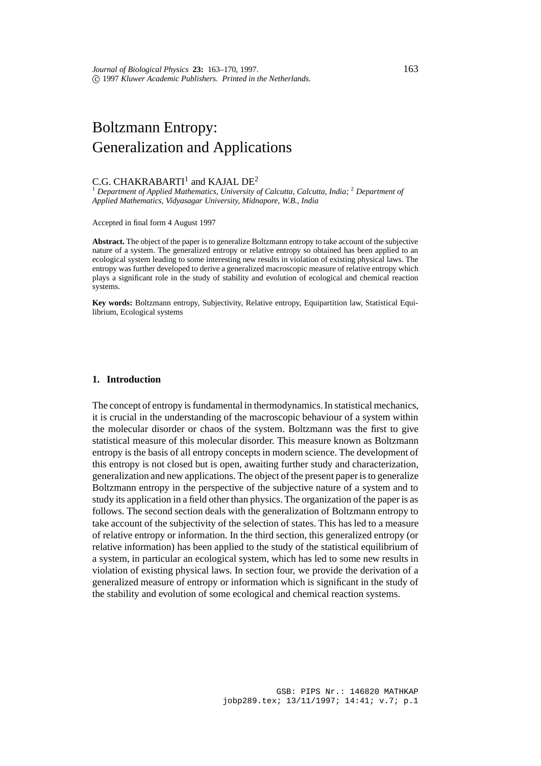# Boltzmann Entropy: Generalization and Applications

C.G. CHAKRABARTI[1] and KAJAL DE[2]

[1] *Department of Applied Mathematics, University of Calcutta, Calcutta, India;* [2] *Department of Applied Mathematics, Vidyasagar University, Midnapore, W.B., India*

Accepted in final form 4 August 1997

**Abstract.** The object of the paper is to generalize Boltzmann entropy to take account of the subjective nature of a system. The generalized entropy or relative entropy so obtained has been applied to an ecological system leading to some interesting new results in violation of existing physical laws. The entropy was further developed to derive a generalized macroscopic measure of relative entropy which plays a significant role in the study of stability and evolution of ecological and chemical reaction systems.

**Key words:** Boltzmann entropy, Subjectivity, Relative entropy, Equipartition law, Statistical Equilibrium, Ecological systems

## 1. Introduction

The concept of entropy is fundamental in thermodynamics. In statistical mechanics, it is crucial in the understanding of the macroscopic behaviour of a system within the molecular disorder or chaos of the system. Boltzmann was the first to give statistical measure of this molecular disorder. This measure known as Boltzmann entropy is the basis of all entropy concepts in modern science. The development of this entropy is not closed but is open, awaiting further study and characterization, generalization and new applications. The object of the present paper is to generalize Boltzmann entropy in the perspective of the subjective nature of a system and to study its application in a field other than physics. The organization of the paper is as follows. The second section deals with the generalization of Boltzmann entropy to take account of the subjectivity of the selection of states. This has led to a measure of relative entropy or information. In the third section, this generalized entropy (or relative information) has been applied to the study of the statistical equilibrium of a system, in particular an ecological system, which has led to some new results in violation of existing physical laws. In section four, we provide the derivation of a generalized measure of entropy or information which is significant in the study of the stability and evolution of some ecological and chemical reaction systems.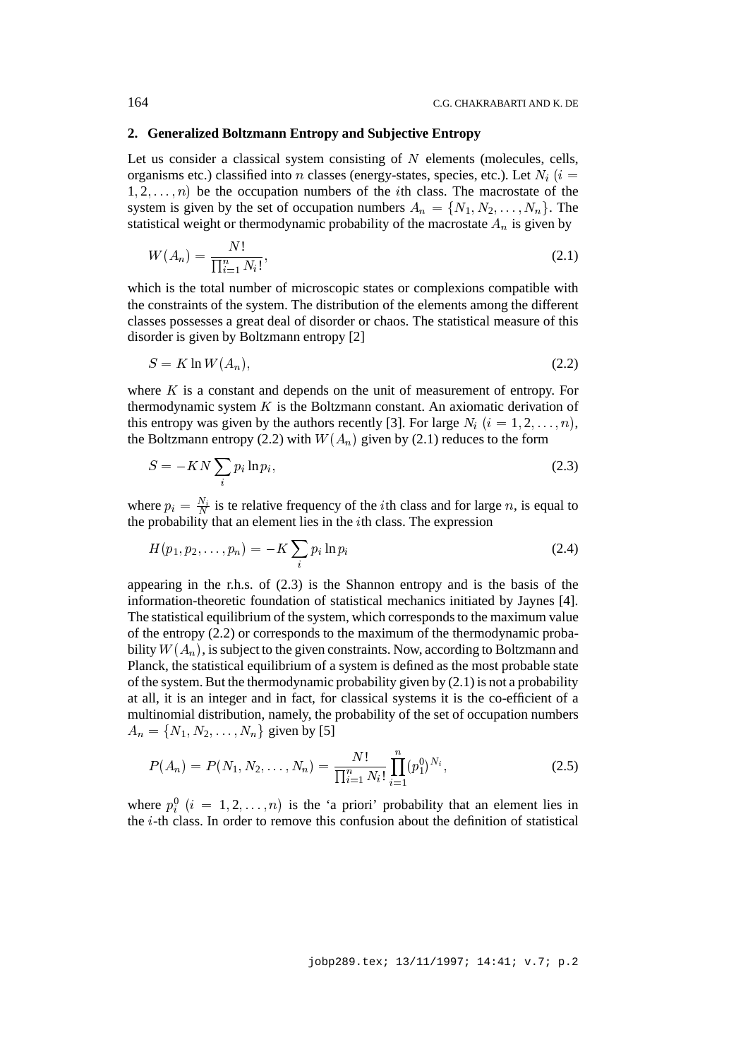## 2. Generalized Boltzmann Entropy and Subjective Entropy

Let us consider a classical system consisting of $N$ elements (molecules, cells, organisms etc.) classified into $n$ classes (energy-states, species, etc.). Let $N_i$ $(i = 1, 2, \ldots, n)$ be the occupation numbers of the $i$th class. The macrostate of the system is given by the set of occupation numbers $A_n = \{N_1, N_2, \ldots, N_n\}$. The statistical weight or thermodynamic probability of the macrostate $A_n$ is given by

$$W(A_n) = \frac{N!}{\prod_{i=1}^{n} N_i!}, \tag{2.1}$$

which is the total number of microscopic states or complexions compatible with the constraints of the system. The distribution of the elements among the different classes possesses a great deal of disorder or chaos. The statistical measure of this disorder is given by Boltzmann entropy [2]

$$S = K \ln W(A_n), \tag{2.2}$$

where $K$ is a constant and depends on the unit of measurement of entropy. For thermodynamic system $K$ is the Boltzmann constant. An axiomatic derivation of this entropy was given by the authors recently [3]. For large $N_i$ $(i = 1, 2, \ldots, n)$, the Boltzmann entropy (2.2) with $W(A_n)$ given by (2.1) reduces to the form

$$S = -KN \sum_i p_i \ln p_i, \tag{2.3}$$

where $p_i = \frac{N_i}{N}$ is te relative frequency of the $i$th class and for large $n$, is equal to the probability that an element lies in the $i$th class. The expression

$$H(p_1, p_2, \ldots, p_n) = -K \sum_i p_i \ln p_i \tag{2.4}$$

appearing in the r.h.s. of (2.3) is the Shannon entropy and is the basis of the information-theoretic foundation of statistical mechanics initiated by Jaynes [4]. The statistical equilibrium of the system, which corresponds to the maximum value of the entropy (2.2) or corresponds to the maximum of the thermodynamic probability $W(A_n)$, is subject to the given constraints. Now, according to Boltzmann and Planck, the statistical equilibrium of a system is defined as the most probable state of the system. But the thermodynamic probability given by (2.1) is not a probability at all, it is an integer and in fact, for classical systems it is the co-efficient of a multinomial distribution, namely, the probability of the set of occupation numbers $A_n = \{N_1, N_2, \ldots, N_n\}$ given by [5]

$$P(A_n) = P(N_1, N_2, \ldots, N_n) = \frac{N!}{\prod_{i=1}^{n} N_i!} \prod_{i=1}^{n} (p_1^0)^{N_i}, \tag{2.5}$$

where $p_i^0$ $(i = 1, 2, \ldots, n)$ is the 'a priori' probability that an element lies in the $i$-th class. In order to remove this confusion about the definition of statistical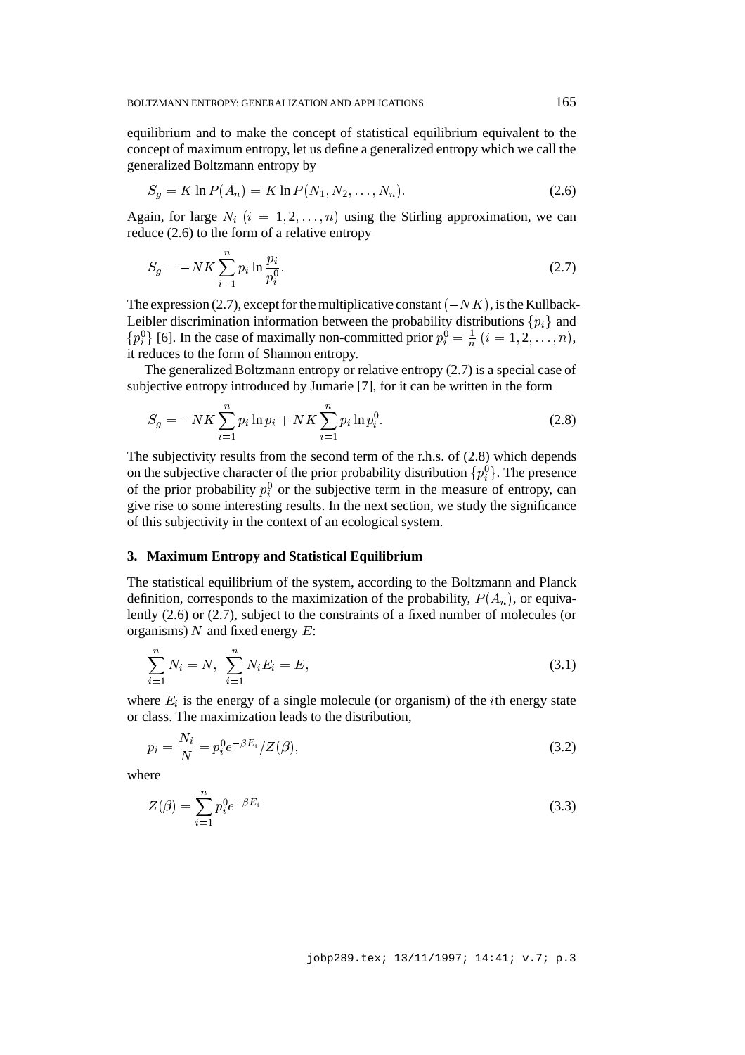equilibrium and to make the concept of statistical equilibrium equivalent to the concept of maximum entropy, let us define a generalized entropy which we call the generalized Boltzmann entropy by

$$S_g = K \ln P(A_n) = K \ln P(N_1, N_2, \ldots, N_n). \tag{2.6}$$

Again, for large $N_i$ $(i = 1, 2, \ldots, n)$ using the Stirling approximation, we can reduce (2.6) to the form of a relative entropy

$$S_g = -NK \sum_{i=1}^{n} p_i \ln \frac{p_i}{p_i^0}. \tag{2.7}$$

The expression (2.7), except for the multiplicative constant $(-NK)$, is the Kullback-Leibler discrimination information between the probability distributions $\{p_i\}$ and $\{p_i^0\}$ [6]. In the case of maximally non-committed prior $p_i^0 = \frac{1}{n}$ $(i = 1, 2, \ldots, n)$, it reduces to the form of Shannon entropy.

The generalized Boltzmann entropy or relative entropy (2.7) is a special case of subjective entropy introduced by Jumarie [7], for it can be written in the form

$$S_g = -NK \sum_{i=1}^{n} p_i \ln p_i + NK \sum_{i=1}^{n} p_i \ln p_i^0. \tag{2.8}$$

The subjectivity results from the second term of the r.h.s. of (2.8) which depends on the subjective character of the prior probability distribution $\{p_i^0\}$. The presence of the prior probability $p_i^0$ or the subjective term in the measure of entropy, can give rise to some interesting results. In the next section, we study the significance of this subjectivity in the context of an ecological system.

## 3. Maximum Entropy and Statistical Equilibrium

The statistical equilibrium of the system, according to the Boltzmann and Planck definition, corresponds to the maximization of the probability, $P(A_n)$, or equivalently (2.6) or (2.7), subject to the constraints of a fixed number of molecules (or organisms) $N$ and fixed energy $E$:

$$\sum_{i=1}^{n} N_i = N, \;\; \sum_{i=1}^{n} N_i E_i = E, \tag{3.1}$$

where $E_i$ is the energy of a single molecule (or organism) of the $i$th energy state or class. The maximization leads to the distribution,

$$p_i = \frac{N_i}{N} = p_i^0 e^{-\beta E_i} / Z(\beta), \tag{3.2}$$

where

$$Z(\beta) = \sum_{i=1}^{n} p_i^0 e^{-\beta E_i} \tag{3.3}$$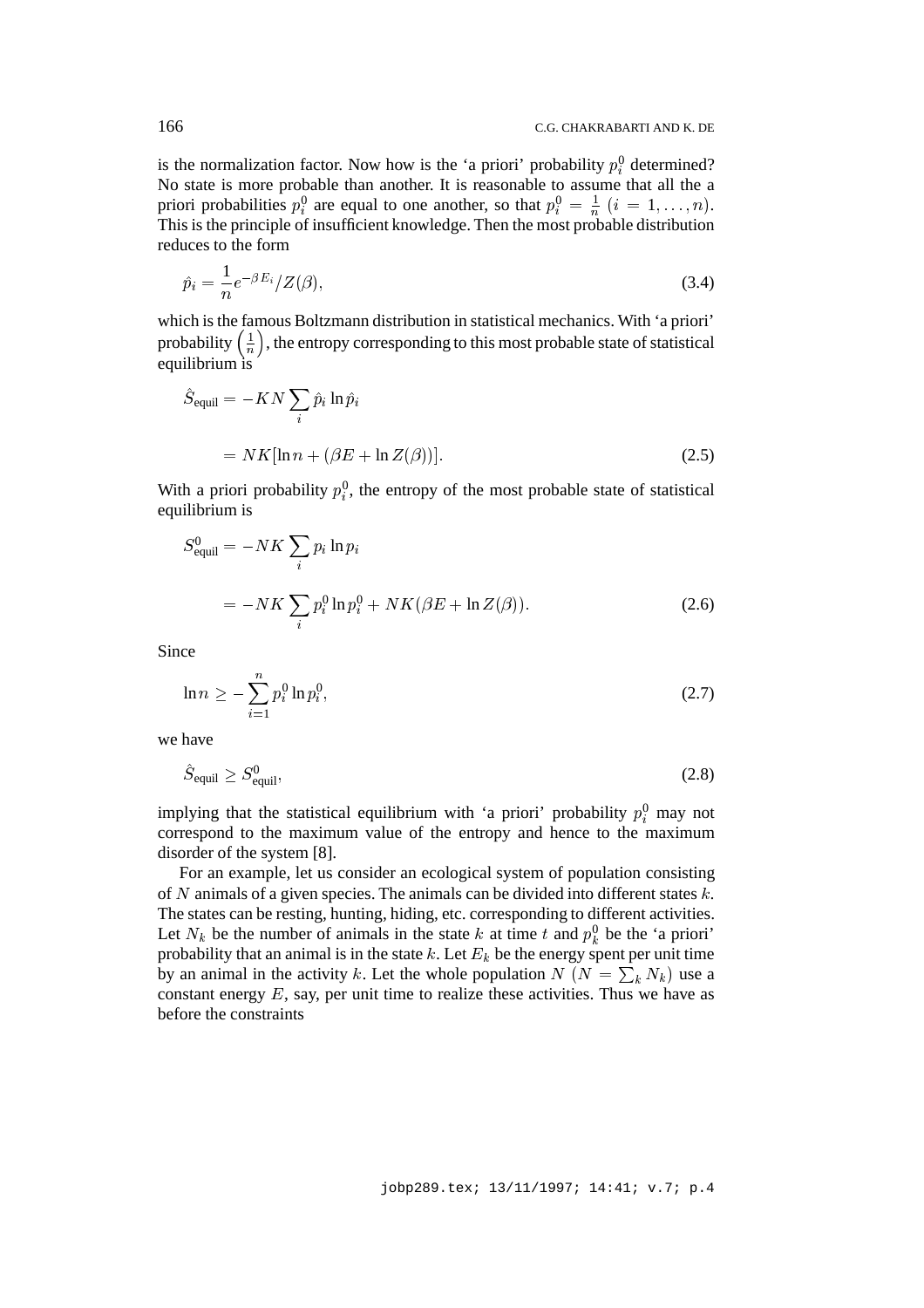is the normalization factor. Now how is the 'a priori' probability $p_i^0$ determined? No state is more probable than another. It is reasonable to assume that all the a priori probabilities $p_i^0$ are equal to one another, so that $p_i^0 = \frac{1}{n}$ $(i = 1, \ldots, n)$. This is the principle of insufficient knowledge. Then the most probable distribution reduces to the form

$$\hat{p}_i = \frac{1}{n} e^{-\beta E_i} / Z(\beta), \tag{3.4}$$

which is the famous Boltzmann distribution in statistical mechanics. With 'a priori' probability $\left(\frac{1}{n}\right)$, the entropy corresponding to this most probable state of statistical equilibrium is

$$\begin{aligned}
\hat{S}_{\text{equil}} &= -KN \sum_i \hat{p}_i \ln \hat{p}_i \\
&= NK[\ln n + (\beta E + \ln Z(\beta))].
\end{aligned} \tag{2.5}$$

With a priori probability $p_i^0$, the entropy of the most probable state of statistical equilibrium is

$$\begin{aligned}
S^0_{\text{equil}} &= -NK \sum_i p_i \ln p_i \\
&= -NK \sum_i p_i^0 \ln p_i^0 + NK(\beta E + \ln Z(\beta)).
\end{aligned} \tag{2.6}$$

Since

$$\ln n \geq -\sum_{i=1}^{n} p_i^0 \ln p_i^0, \tag{2.7}$$

we have

$$\hat{S}_{\text{equil}} \geq S^0_{\text{equil}}, \tag{2.8}$$

implying that the statistical equilibrium with 'a priori' probability $p_i^0$ may not correspond to the maximum value of the entropy and hence to the maximum disorder of the system [8].

For an example, let us consider an ecological system of population consisting of $N$ animals of a given species. The animals can be divided into different states $k$. The states can be resting, hunting, hiding, etc. corresponding to different activities. Let $N_k$ be the number of animals in the state $k$ at time $t$ and $p_k^0$ be the 'a priori' probability that an animal is in the state $k$. Let $E_k$ be the energy spent per unit time by an animal in the activity $k$. Let the whole population $N$ $(N = \sum_k N_k)$ use a constant energy $E$, say, per unit time to realize these activities. Thus we have as before the constraints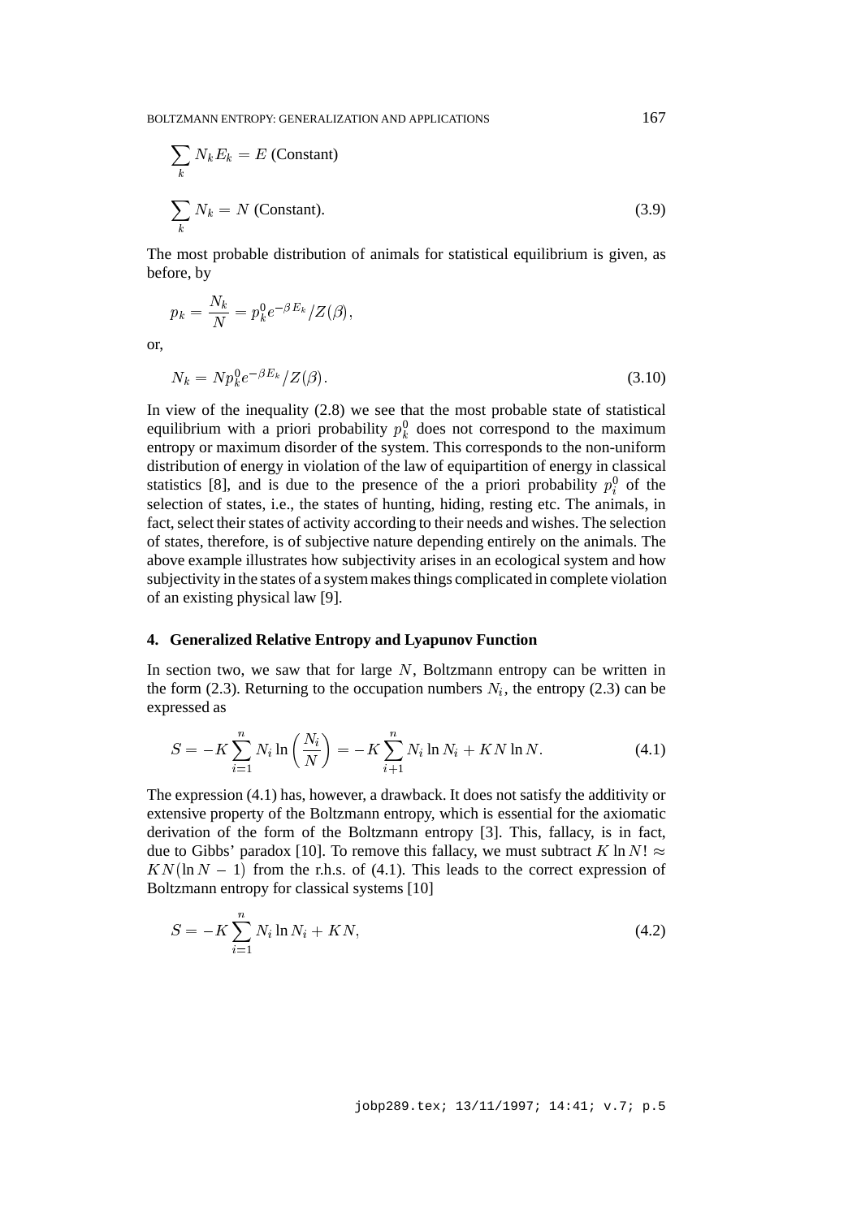$$\sum_k N_k E_k = E \text{ (Constant)}$$

$$\sum_k N_k = N \text{ (Constant).} \tag{3.9}$$

The most probable distribution of animals for statistical equilibrium is given, as before, by

$$p_k = \frac{N_k}{N} = p_k^0 e^{-\beta E_k} / Z(\beta),$$

or,

$$N_k = N p_k^0 e^{-\beta E_k} / Z(\beta). \tag{3.10}$$

In view of the inequality (2.8) we see that the most probable state of statistical equilibrium with a priori probability $p_k^0$ does not correspond to the maximum entropy or maximum disorder of the system. This corresponds to the non-uniform distribution of energy in violation of the law of equipartition of energy in classical statistics [8], and is due to the presence of the a priori probability $p_i^0$ of the selection of states, i.e., the states of hunting, hiding, resting etc. The animals, in fact, select their states of activity according to their needs and wishes. The selection of states, therefore, is of subjective nature depending entirely on the animals. The above example illustrates how subjectivity arises in an ecological system and how subjectivity in the states of a system makes things complicated in complete violation of an existing physical law [9].

## 4. Generalized Relative Entropy and Lyapunov Function

In section two, we saw that for large $N$, Boltzmann entropy can be written in the form (2.3). Returning to the occupation numbers $N_i$, the entropy (2.3) can be expressed as

$$S = -K \sum_{i=1}^{n} N_i \ln\left(\frac{N_i}{N}\right) = -K \sum_{i+1}^{n} N_i \ln N_i + KN \ln N. \tag{4.1}$$

The expression (4.1) has, however, a drawback. It does not satisfy the additivity or extensive property of the Boltzmann entropy, which is essential for the axiomatic derivation of the form of the Boltzmann entropy [3]. This, fallacy, is in fact, due to Gibbs' paradox [10]. To remove this fallacy, we must subtract $K \ln N! \approx KN(\ln N - 1)$ from the r.h.s. of (4.1). This leads to the correct expression of Boltzmann entropy for classical systems [10]

$$S = -K \sum_{i=1}^{n} N_i \ln N_i + KN, \tag{4.2}$$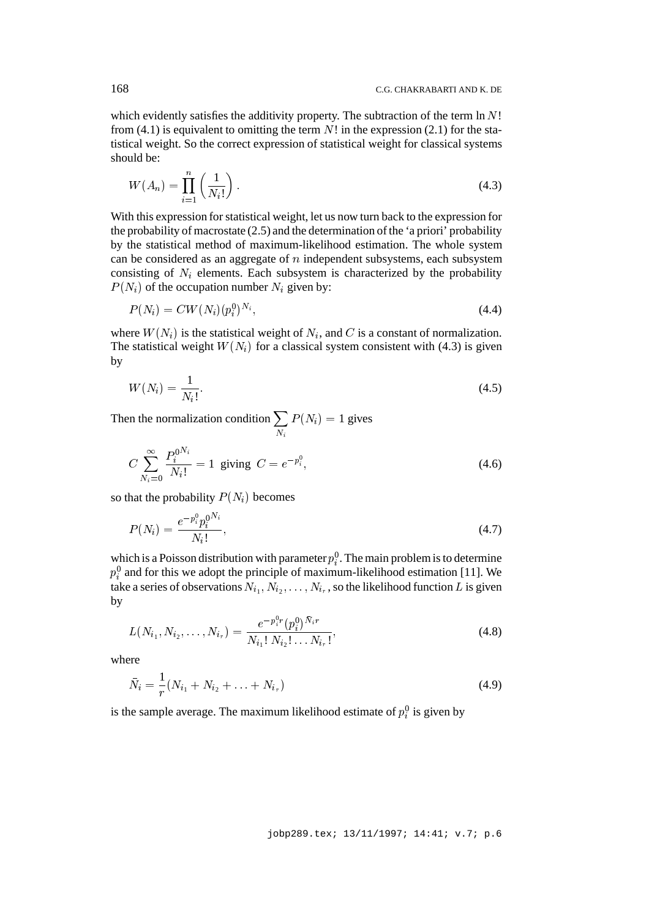which evidently satisfies the additivity property. The subtraction of the term $\ln N!$ from (4.1) is equivalent to omitting the term $N!$ in the expression (2.1) for the statistical weight. So the correct expression of statistical weight for classical systems should be:

$$W(A_n) = \prod_{i=1}^{n} \left( \frac{1}{N_i!} \right). \tag{4.3}$$

With this expression for statistical weight, let us now turn back to the expression for the probability of macrostate (2.5) and the determination of the 'a priori' probability by the statistical method of maximum-likelihood estimation. The whole system can be considered as an aggregate of $n$ independent subsystems, each subsystem consisting of $N_i$ elements. Each subsystem is characterized by the probability $P(N_i)$ of the occupation number $N_i$ given by:

$$P(N_i) = CW(N_i)(p_i^0)^{N_i}, \tag{4.4}$$

where $W(N_i)$ is the statistical weight of $N_i$, and $C$ is a constant of normalization. The statistical weight $W(N_i)$ for a classical system consistent with (4.3) is given by

$$W(N_i) = \frac{1}{N_i!}. \tag{4.5}$$

Then the normalization condition $\sum_{N_i} P(N_i) = 1$ gives

$$C \sum_{N_i=0}^{\infty} \frac{P_i^{0^{N_i}}}{N_i!} = 1 \text{ giving } C = e^{-p_i^0}, \tag{4.6}$$

so that the probability $P(N_i)$ becomes

$$P(N_i) = \frac{e^{-p_i^0} p_i^{0^{N_i}}}{N_i!}, \tag{4.7}$$

which is a Poisson distribution with parameter $p_i^0$. The main problem is to determine $p_i^0$ and for this we adopt the principle of maximum-likelihood estimation [11]. We take a series of observations $N_{i_1}, N_{i_2}, \ldots, N_{i_r}$, so the likelihood function $L$ is given by

$$L(N_{i_1}, N_{i_2}, \ldots, N_{i_r}) = \frac{e^{-p_i^0 r} (p_i^0)^{\bar{N}_i r}}{N_{i_1}!\, N_{i_2}! \ldots N_{i_r}!}, \tag{4.8}$$

where

$$\bar{N}_i = \frac{1}{r}(N_{i_1} + N_{i_2} + \ldots + N_{i_r}) \tag{4.9}$$

is the sample average. The maximum likelihood estimate of $p_i^0$ is given by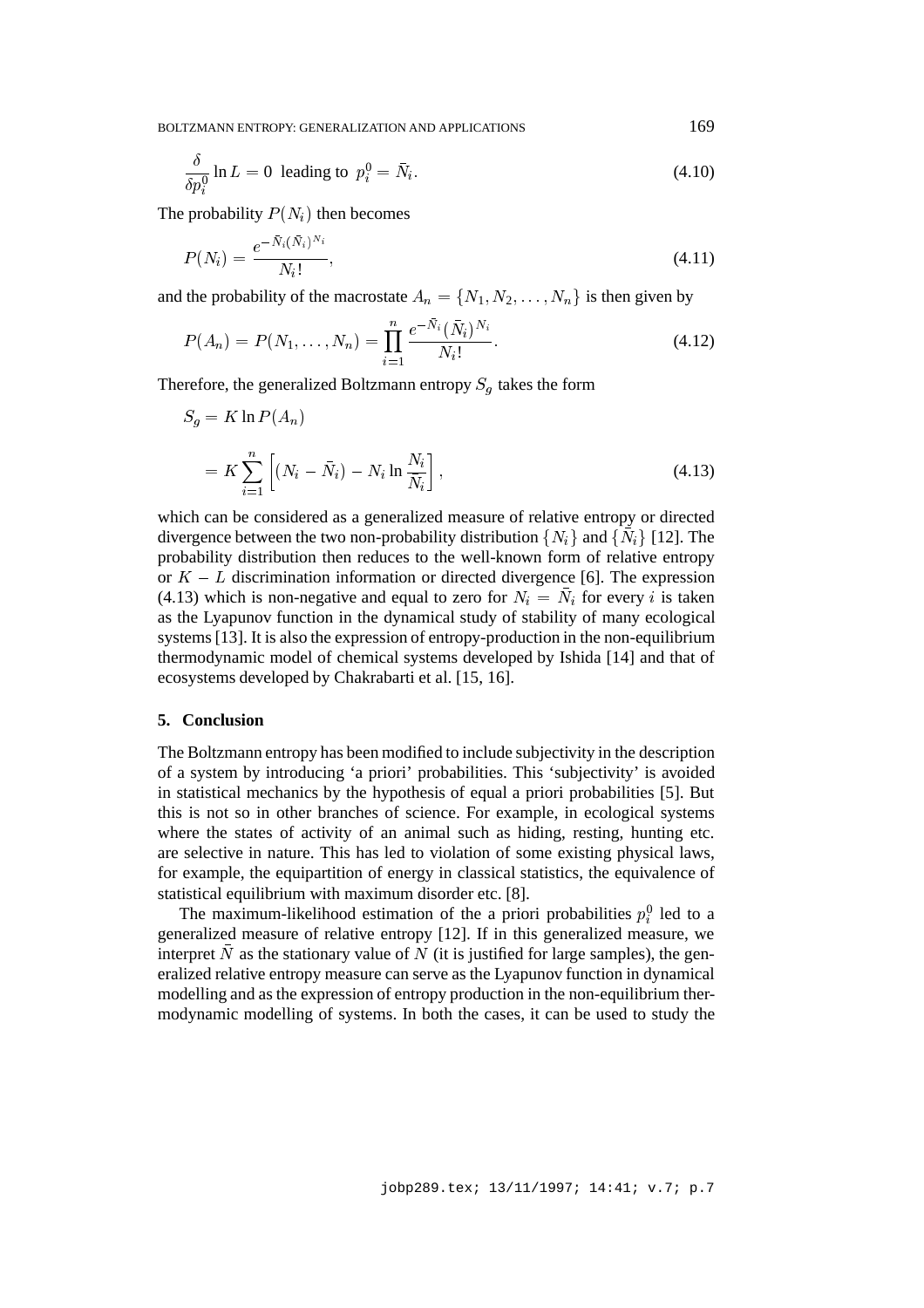$$\frac{\delta}{\delta p_i^0} \ln L = 0 \text{ leading to } p_i^0 = \bar{N}_i. \tag{4.10}$$

The probability $P(N_i)$ then becomes

$$P(N_i) = \frac{e^{-\bar{N}_i (\bar{N}_i)^{N_i}}}{N_i!}, \tag{4.11}$$

and the probability of the macrostate $A_n = \{N_1, N_2, \ldots, N_n\}$ is then given by

$$P(A_n) = P(N_1, \ldots, N_n) = \prod_{i=1}^{n} \frac{e^{-\bar{N}_i} (\bar{N}_i)^{N_i}}{N_i!}. \tag{4.12}$$

Therefore, the generalized Boltzmann entropy $S_g$ takes the form

$$\begin{aligned} S_g &= K \ln P(A_n) \\ &= K \sum_{i=1}^{n} \left[ (N_i - \bar{N}_i) - N_i \ln \frac{N_i}{\bar{N}_i} \right], \end{aligned} \tag{4.13}$$

which can be considered as a generalized measure of relative entropy or directed divergence between the two non-probability distribution $\{N_i\}$ and $\{\bar{N}_i\}$ [12]. The probability distribution then reduces to the well-known form of relative entropy or $K - L$ discrimination information or directed divergence [6]. The expression (4.13) which is non-negative and equal to zero for $N_i = \bar{N}_i$ for every $i$ is taken as the Lyapunov function in the dynamical study of stability of many ecological systems [13]. It is also the expression of entropy-production in the non-equilibrium thermodynamic model of chemical systems developed by Ishida [14] and that of ecosystems developed by Chakrabarti et al. [15, 16].

## 5. Conclusion

The Boltzmann entropy has been modified to include subjectivity in the description of a system by introducing 'a priori' probabilities. This 'subjectivity' is avoided in statistical mechanics by the hypothesis of equal a priori probabilities [5]. But this is not so in other branches of science. For example, in ecological systems where the states of activity of an animal such as hiding, resting, hunting etc. are selective in nature. This has led to violation of some existing physical laws, for example, the equipartition of energy in classical statistics, the equivalence of statistical equilibrium with maximum disorder etc. [8].

The maximum-likelihood estimation of the a priori probabilities $p_i^0$ led to a generalized measure of relative entropy [12]. If in this generalized measure, we interpret $\bar{N}$ as the stationary value of $N$ (it is justified for large samples), the generalized relative entropy measure can serve as the Lyapunov function in dynamical modelling and as the expression of entropy production in the non-equilibrium thermodynamic modelling of systems. In both the cases, it can be used to study the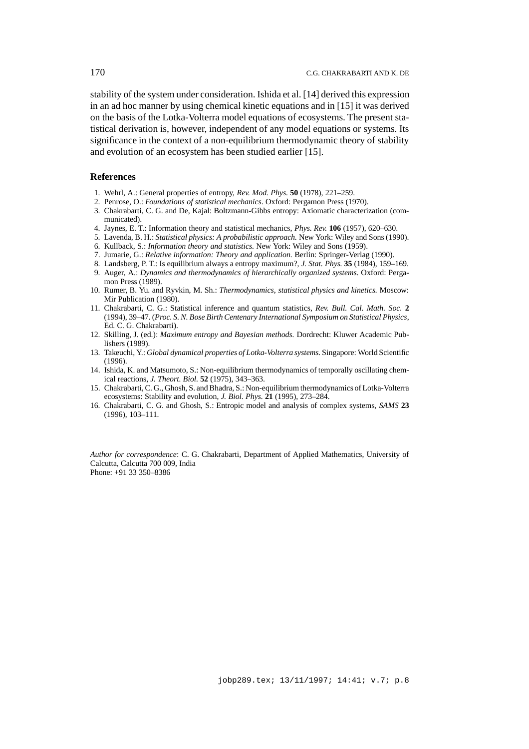stability of the system under consideration. Ishida et al. [14] derived this expression in an ad hoc manner by using chemical kinetic equations and in [15] it was derived on the basis of the Lotka-Volterra model equations of ecosystems. The present statistical derivation is, however, independent of any model equations or systems. Its significance in the context of a non-equilibrium thermodynamic theory of stability and evolution of an ecosystem has been studied earlier [15].

## References

1. Wehrl, A.: General properties of entropy, *Rev. Mod. Phys.* **50** (1978), 221–259.
2. Penrose, O.: *Foundations of statistical mechanics*. Oxford: Pergamon Press (1970).
3. Chakrabarti, C. G. and De, Kajal: Boltzmann-Gibbs entropy: Axiomatic characterization (communicated).
4. Jaynes, E. T.: Information theory and statistical mechanics, *Phys. Rev.* **106** (1957), 620–630.
5. Lavenda, B. H.: *Statistical physics: A probabilistic approach.* New York: Wiley and Sons (1990).
6. Kullback, S.: *Information theory and statistics.* New York: Wiley and Sons (1959).
7. Jumarie, G.: *Relative information: Theory and application.* Berlin: Springer-Verlag (1990).
8. Landsberg, P. T.: Is equilibrium always a entropy maximum?, *J. Stat. Phys.* **35** (1984), 159–169.
9. Auger, A.: *Dynamics and thermodynamics of hierarchically organized systems.* Oxford: Pergamon Press (1989).
10. Rumer, B. Yu. and Ryvkin, M. Sh.: *Thermodynamics, statistical physics and kinetics.* Moscow: Mir Publication (1980).
11. Chakrabarti, C. G.: Statistical inference and quantum statistics, *Rev. Bull. Cal. Math. Soc.* **2** (1994), 39–47. (*Proc. S. N. Bose Birth Centenary International Symposium on Statistical Physics*, Ed. C. G. Chakrabarti).
12. Skilling, J. (ed.): *Maximum entropy and Bayesian methods.* Dordrecht: Kluwer Academic Publishers (1989).
13. Takeuchi, Y.: *Global dynamical properties of Lotka-Volterra systems.* Singapore: World Scientific (1996).
14. Ishida, K. and Matsumoto, S.: Non-equilibrium thermodynamics of temporally oscillating chemical reactions, *J. Theort. Biol.* **52** (1975), 343–363.
15. Chakrabarti, C. G., Ghosh, S. and Bhadra, S.: Non-equilibrium thermodynamics of Lotka-Volterra ecosystems: Stability and evolution, *J. Biol. Phys.* **21** (1995), 273–284.
16. Chakrabarti, C. G. and Ghosh, S.: Entropic model and analysis of complex systems, *SAMS* **23** (1996), 103–111.

*Author for correspondence*: C. G. Chakrabarti, Department of Applied Mathematics, University of Calcutta, Calcutta 700 009, India
Phone: +91 33 350–8386